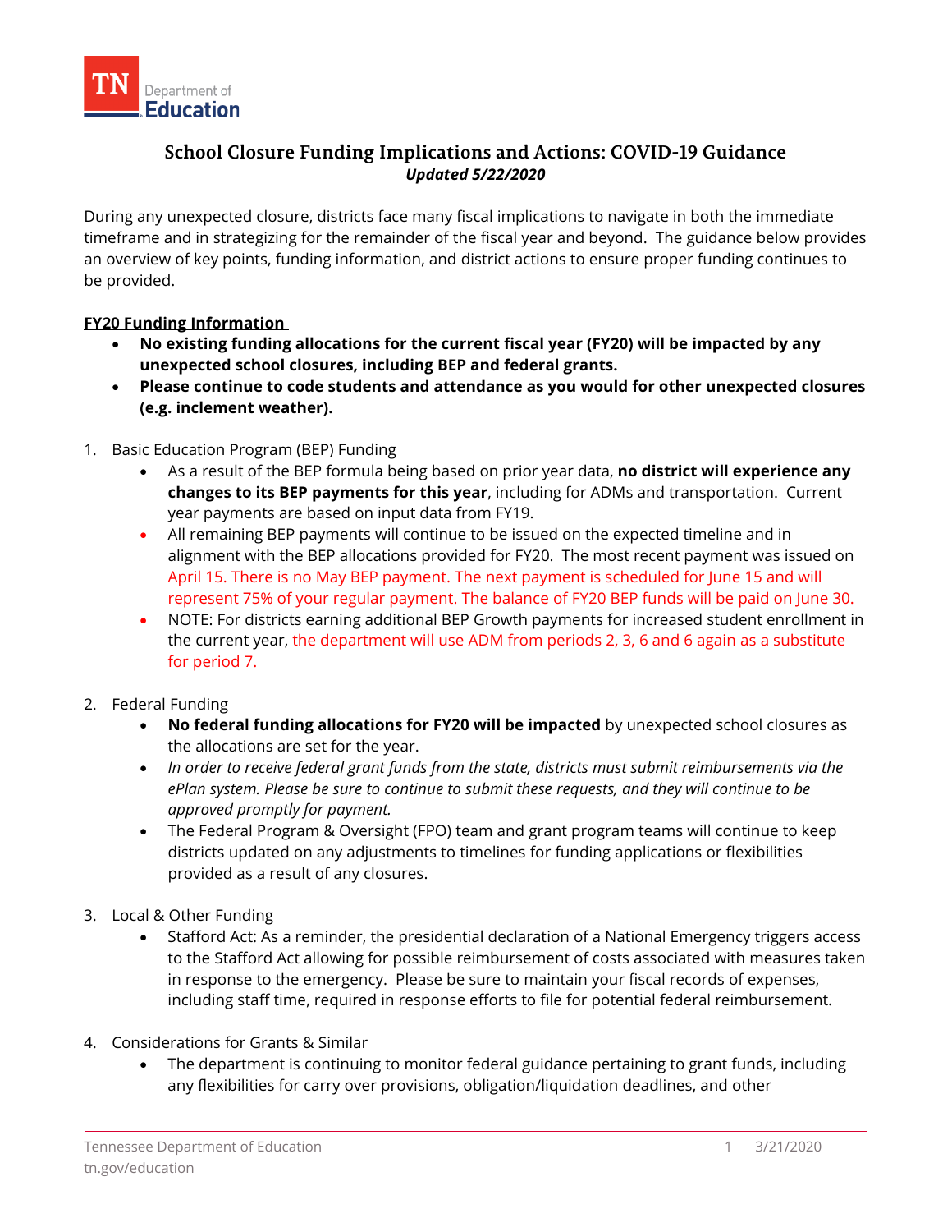# School Closure Funding Implications and Actions: COVID-19 Guidance

***Updated 5/22/2020***

During any unexpected closure, districts face many fiscal implications to navigate in both the immediate timeframe and in strategizing for the remainder of the fiscal year and beyond. The guidance below provides an overview of key points, funding information, and district actions to ensure proper funding continues to be provided.

## FY20 Funding Information

- **No existing funding allocations for the current fiscal year (FY20) will be impacted by any unexpected school closures, including BEP and federal grants.**
- **Please continue to code students and attendance as you would for other unexpected closures (e.g. inclement weather).**

1. Basic Education Program (BEP) Funding
   - As a result of the BEP formula being based on prior year data, **no district will experience any changes to its BEP payments for this year**, including for ADMs and transportation. Current year payments are based on input data from FY19.
   - All remaining BEP payments will continue to be issued on the expected timeline and in alignment with the BEP allocations provided for FY20. The most recent payment was issued on April 15. There is no May BEP payment. The next payment is scheduled for June 15 and will represent 75% of your regular payment. The balance of FY20 BEP funds will be paid on June 30.
   - NOTE: For districts earning additional BEP Growth payments for increased student enrollment in the current year, the department will use ADM from periods 2, 3, 6 and 6 again as a substitute for period 7.

2. Federal Funding
   - **No federal funding allocations for FY20 will be impacted** by unexpected school closures as the allocations are set for the year.
   - *In order to receive federal grant funds from the state, districts must submit reimbursements via the ePlan system. Please be sure to continue to submit these requests, and they will continue to be approved promptly for payment.*
   - The Federal Program & Oversight (FPO) team and grant program teams will continue to keep districts updated on any adjustments to timelines for funding applications or flexibilities provided as a result of any closures.

3. Local & Other Funding
   - Stafford Act: As a reminder, the presidential declaration of a National Emergency triggers access to the Stafford Act allowing for possible reimbursement of costs associated with measures taken in response to the emergency. Please be sure to maintain your fiscal records of expenses, including staff time, required in response efforts to file for potential federal reimbursement.

4. Considerations for Grants & Similar
   - The department is continuing to monitor federal guidance pertaining to grant funds, including any flexibilities for carry over provisions, obligation/liquidation deadlines, and other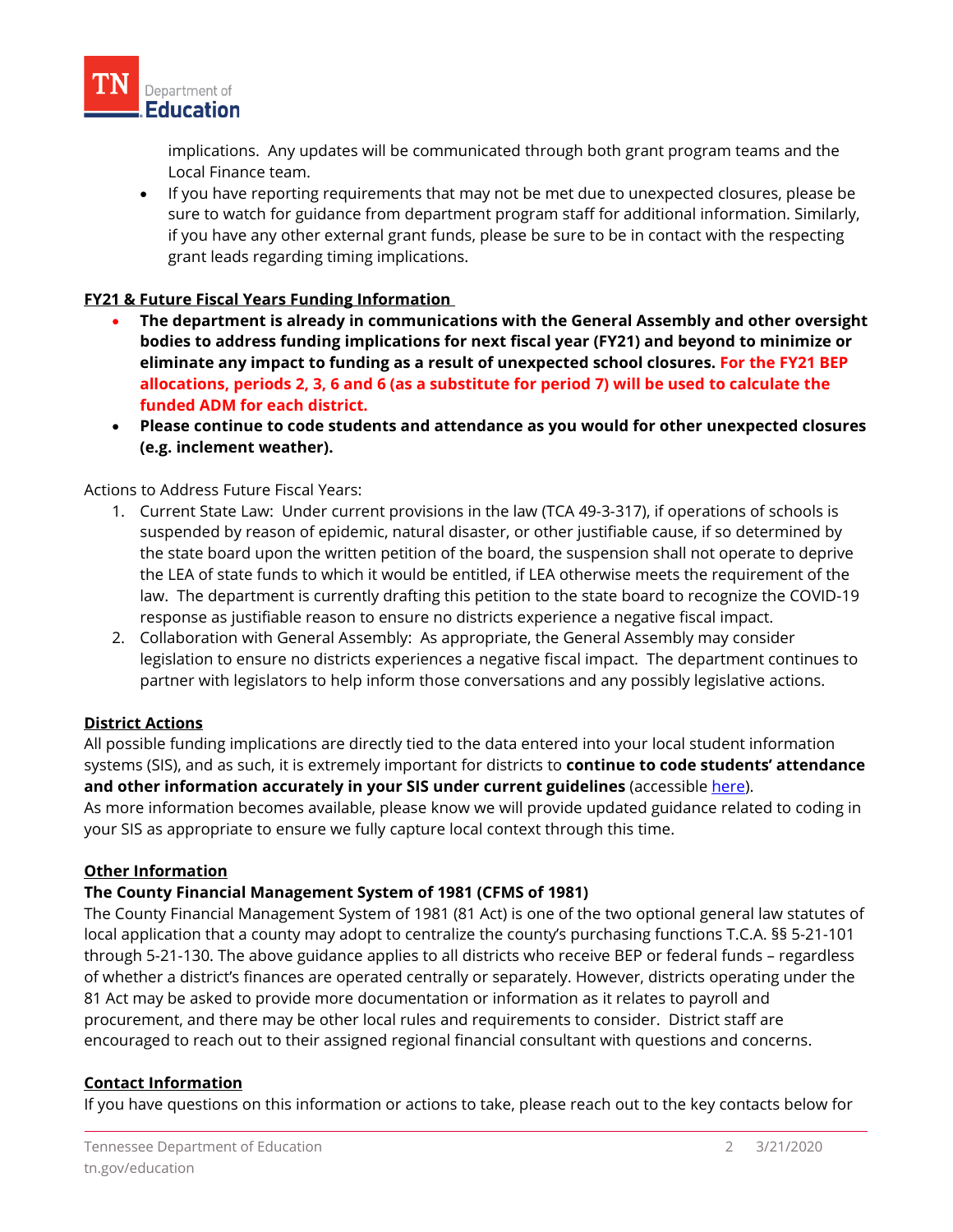implications. Any updates will be communicated through both grant program teams and the Local Finance team.

- If you have reporting requirements that may not be met due to unexpected closures, please be sure to watch for guidance from department program staff for additional information. Similarly, if you have any other external grant funds, please be sure to be in contact with the respecting grant leads regarding timing implications.

**FY21 & Future Fiscal Years Funding Information**

- **The department is already in communications with the General Assembly and other oversight bodies to address funding implications for next fiscal year (FY21) and beyond to minimize or eliminate any impact to funding as a result of unexpected school closures. For the FY21 BEP allocations, periods 2, 3, 6 and 6 (as a substitute for period 7) will be used to calculate the funded ADM for each district.**
- **Please continue to code students and attendance as you would for other unexpected closures (e.g. inclement weather).**

Actions to Address Future Fiscal Years:

1. Current State Law: Under current provisions in the law (TCA 49-3-317), if operations of schools is suspended by reason of epidemic, natural disaster, or other justifiable cause, if so determined by the state board upon the written petition of the board, the suspension shall not operate to deprive the LEA of state funds to which it would be entitled, if LEA otherwise meets the requirement of the law. The department is currently drafting this petition to the state board to recognize the COVID-19 response as justifiable reason to ensure no districts experience a negative fiscal impact.
2. Collaboration with General Assembly: As appropriate, the General Assembly may consider legislation to ensure no districts experiences a negative fiscal impact. The department continues to partner with legislators to help inform those conversations and any possibly legislative actions.

**District Actions**

All possible funding implications are directly tied to the data entered into your local student information systems (SIS), and as such, it is extremely important for districts to **continue to code students' attendance and other information accurately in your SIS under current guidelines** (accessible here).
As more information becomes available, please know we will provide updated guidance related to coding in your SIS as appropriate to ensure we fully capture local context through this time.

**Other Information**

**The County Financial Management System of 1981 (CFMS of 1981)**

The County Financial Management System of 1981 (81 Act) is one of the two optional general law statutes of local application that a county may adopt to centralize the county's purchasing functions T.C.A. §§ 5-21-101 through 5-21-130. The above guidance applies to all districts who receive BEP or federal funds – regardless of whether a district's finances are operated centrally or separately. However, districts operating under the 81 Act may be asked to provide more documentation or information as it relates to payroll and procurement, and there may be other local rules and requirements to consider. District staff are encouraged to reach out to their assigned regional financial consultant with questions and concerns.

**Contact Information**

If you have questions on this information or actions to take, please reach out to the key contacts below for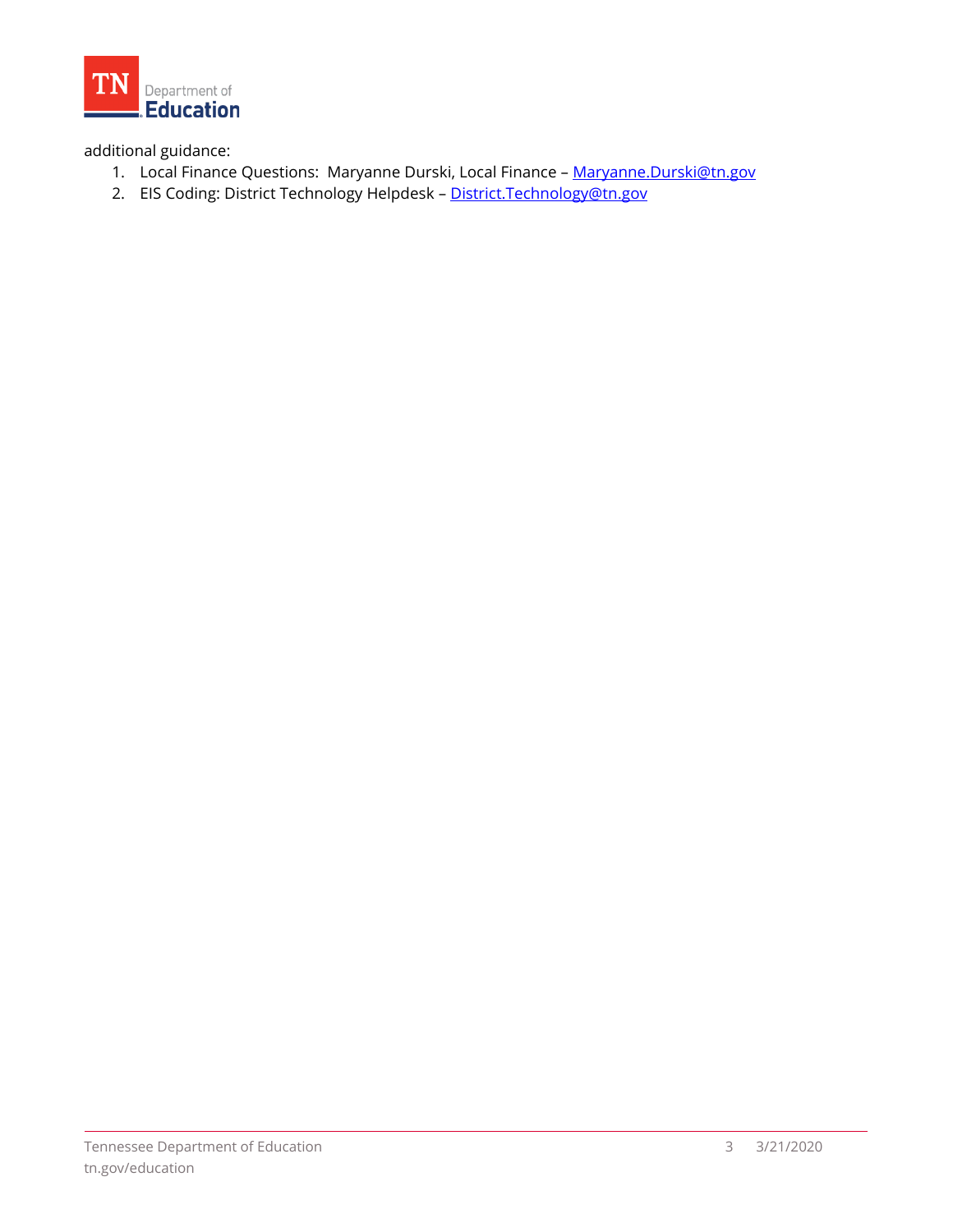additional guidance:

1. Local Finance Questions: Maryanne Durski, Local Finance – Maryanne.Durski@tn.gov
2. EIS Coding: District Technology Helpdesk – District.Technology@tn.gov